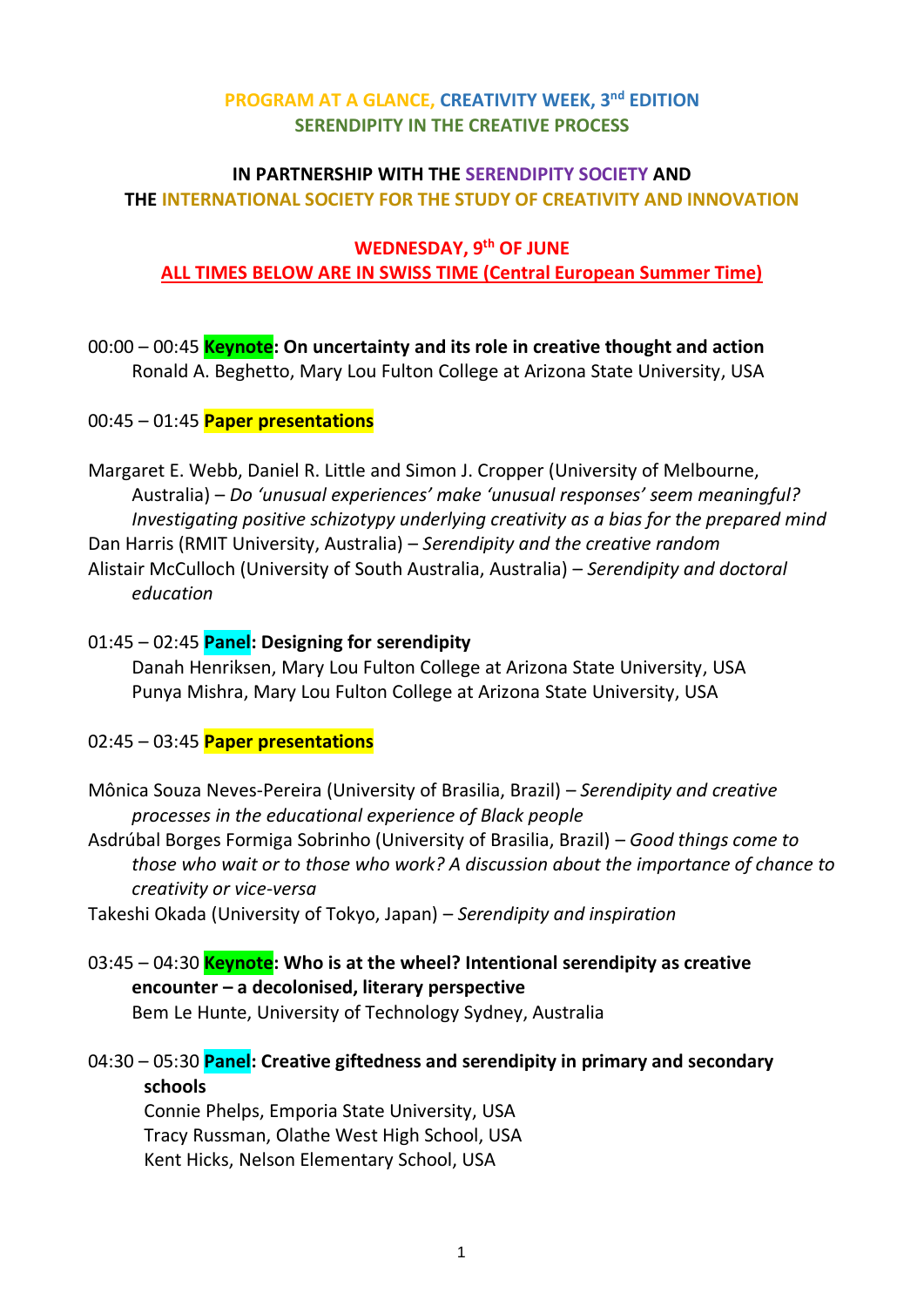# PROGRAM AT A GLANCE, CREATIVITY WEEK, 3rd EDITION
## SERENDIPITY IN THE CREATIVE PROCESS

**IN PARTNERSHIP WITH THE SERENDIPITY SOCIETY AND THE INTERNATIONAL SOCIETY FOR THE STUDY OF CREATIVITY AND INNOVATION**

## WEDNESDAY, 9th OF JUNE

**ALL TIMES BELOW ARE IN SWISS TIME (Central European Summer Time)**

00:00 – 00:45 **Keynote: On uncertainty and its role in creative thought and action**
Ronald A. Beghetto, Mary Lou Fulton College at Arizona State University, USA

00:45 – 01:45 **Paper presentations**

Margaret E. Webb, Daniel R. Little and Simon J. Cropper (University of Melbourne, Australia) – *Do 'unusual experiences' make 'unusual responses' seem meaningful? Investigating positive schizotypy underlying creativity as a bias for the prepared mind*

Dan Harris (RMIT University, Australia) – *Serendipity and the creative random*

Alistair McCulloch (University of South Australia, Australia) – *Serendipity and doctoral education*

01:45 – 02:45 **Panel: Designing for serendipity**
Danah Henriksen, Mary Lou Fulton College at Arizona State University, USA
Punya Mishra, Mary Lou Fulton College at Arizona State University, USA

02:45 – 03:45 **Paper presentations**

Mônica Souza Neves-Pereira (University of Brasilia, Brazil) – *Serendipity and creative processes in the educational experience of Black people*

Asdrúbal Borges Formiga Sobrinho (University of Brasilia, Brazil) – *Good things come to those who wait or to those who work? A discussion about the importance of chance to creativity or vice-versa*

Takeshi Okada (University of Tokyo, Japan) – *Serendipity and inspiration*

03:45 – 04:30 **Keynote: Who is at the wheel? Intentional serendipity as creative encounter – a decolonised, literary perspective**
Bem Le Hunte, University of Technology Sydney, Australia

04:30 – 05:30 **Panel: Creative giftedness and serendipity in primary and secondary schools**
Connie Phelps, Emporia State University, USA
Tracy Russman, Olathe West High School, USA
Kent Hicks, Nelson Elementary School, USA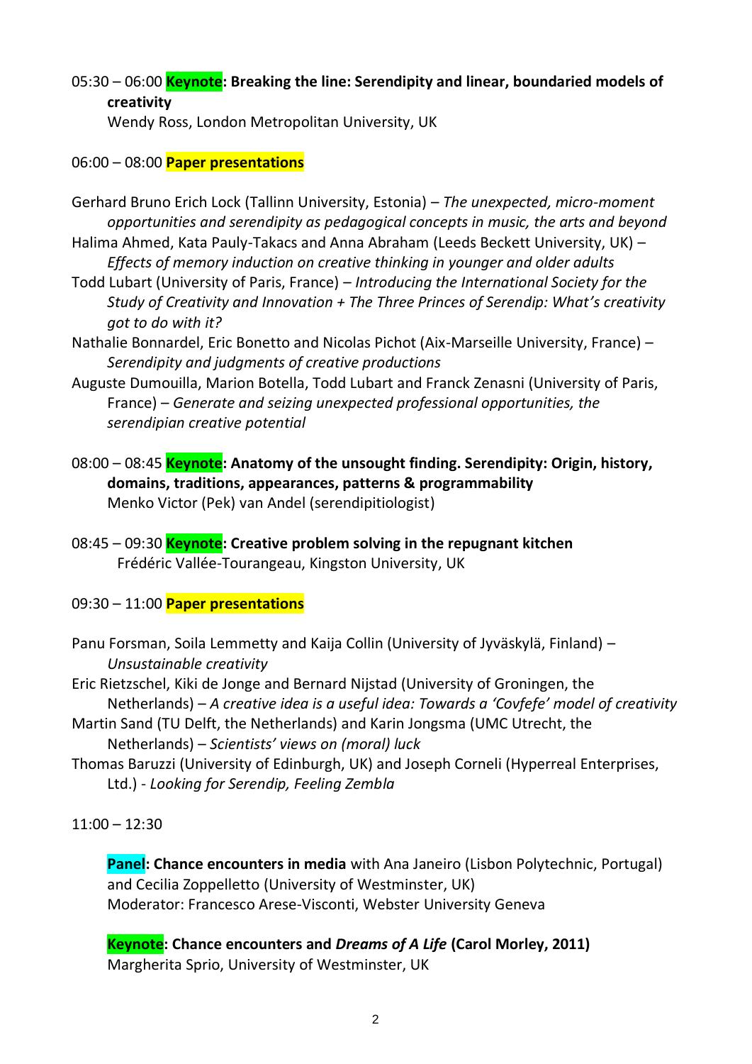05:30 – 06:00 **Keynote: Breaking the line: Serendipity and linear, boundaried models of creativity**
Wendy Ross, London Metropolitan University, UK

06:00 – 08:00 **Paper presentations**

Gerhard Bruno Erich Lock (Tallinn University, Estonia) – *The unexpected, micro-moment opportunities and serendipity as pedagogical concepts in music, the arts and beyond*

Halima Ahmed, Kata Pauly-Takacs and Anna Abraham (Leeds Beckett University, UK) – *Effects of memory induction on creative thinking in younger and older adults*

Todd Lubart (University of Paris, France) – *Introducing the International Society for the Study of Creativity and Innovation + The Three Princes of Serendip: What's creativity got to do with it?*

Nathalie Bonnardel, Eric Bonetto and Nicolas Pichot (Aix-Marseille University, France) – *Serendipity and judgments of creative productions*

Auguste Dumouilla, Marion Botella, Todd Lubart and Franck Zenasni (University of Paris, France) – *Generate and seizing unexpected professional opportunities, the serendipian creative potential*

08:00 – 08:45 **Keynote: Anatomy of the unsought finding. Serendipity: Origin, history, domains, traditions, appearances, patterns & programmability**
Menko Victor (Pek) van Andel (serendipitiologist)

08:45 – 09:30 **Keynote: Creative problem solving in the repugnant kitchen**
Frédéric Vallée-Tourangeau, Kingston University, UK

09:30 – 11:00 **Paper presentations**

Panu Forsman, Soila Lemmetty and Kaija Collin (University of Jyväskylä, Finland) – *Unsustainable creativity*

Eric Rietzschel, Kiki de Jonge and Bernard Nijstad (University of Groningen, the Netherlands) – *A creative idea is a useful idea: Towards a 'Covfefe' model of creativity*

Martin Sand (TU Delft, the Netherlands) and Karin Jongsma (UMC Utrecht, the Netherlands) – *Scientists' views on (moral) luck*

Thomas Baruzzi (University of Edinburgh, UK) and Joseph Corneli (Hyperreal Enterprises, Ltd.) - *Looking for Serendip, Feeling Zembla*

11:00 – 12:30

**Panel: Chance encounters in media** with Ana Janeiro (Lisbon Polytechnic, Portugal) and Cecilia Zoppelletto (University of Westminster, UK)
Moderator: Francesco Arese-Visconti, Webster University Geneva

**Keynote: Chance encounters and *Dreams of A Life* (Carol Morley, 2011)**
Margherita Sprio, University of Westminster, UK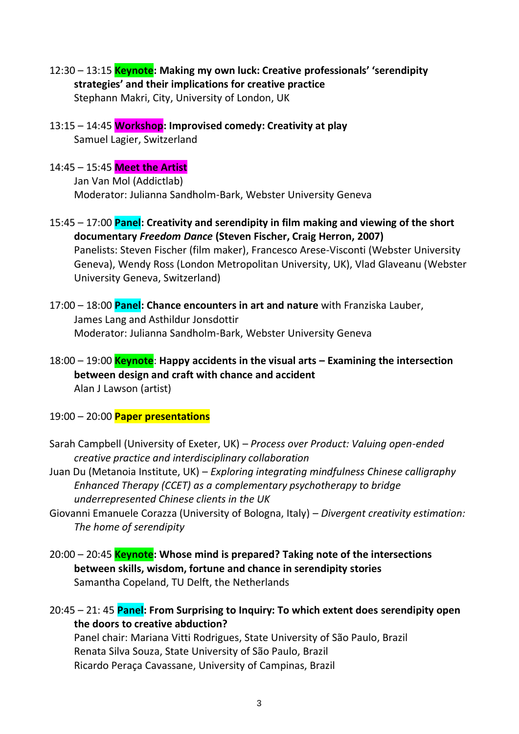12:30 – 13:15 **Keynote: Making my own luck: Creative professionals' 'serendipity strategies' and their implications for creative practice**
Stephann Makri, City, University of London, UK

13:15 – 14:45 **Workshop: Improvised comedy: Creativity at play**
Samuel Lagier, Switzerland

14:45 – 15:45 **Meet the Artist**
Jan Van Mol (Addictlab)
Moderator: Julianna Sandholm-Bark, Webster University Geneva

15:45 – 17:00 **Panel: Creativity and serendipity in film making and viewing of the short documentary *Freedom Dance* (Steven Fischer, Craig Herron, 2007)**
Panelists: Steven Fischer (film maker), Francesco Arese-Visconti (Webster University Geneva), Wendy Ross (London Metropolitan University, UK), Vlad Glaveanu (Webster University Geneva, Switzerland)

17:00 – 18:00 **Panel: Chance encounters in art and nature** with Franziska Lauber, James Lang and Asthildur Jonsdottir
Moderator: Julianna Sandholm-Bark, Webster University Geneva

18:00 – 19:00 **Keynote**: **Happy accidents in the visual arts – Examining the intersection between design and craft with chance and accident**
Alan J Lawson (artist)

19:00 – 20:00 **Paper presentations**

Sarah Campbell (University of Exeter, UK) – *Process over Product: Valuing open-ended creative practice and interdisciplinary collaboration*
Juan Du (Metanoia Institute, UK) – *Exploring integrating mindfulness Chinese calligraphy Enhanced Therapy (CCET) as a complementary psychotherapy to bridge underrepresented Chinese clients in the UK*
Giovanni Emanuele Corazza (University of Bologna, Italy) – *Divergent creativity estimation: The home of serendipity*

20:00 – 20:45 **Keynote: Whose mind is prepared? Taking note of the intersections between skills, wisdom, fortune and chance in serendipity stories**
Samantha Copeland, TU Delft, the Netherlands

20:45 – 21: 45 **Panel: From Surprising to Inquiry: To which extent does serendipity open the doors to creative abduction?**
Panel chair: Mariana Vitti Rodrigues, State University of São Paulo, Brazil
Renata Silva Souza, State University of São Paulo, Brazil
Ricardo Peraça Cavassane, University of Campinas, Brazil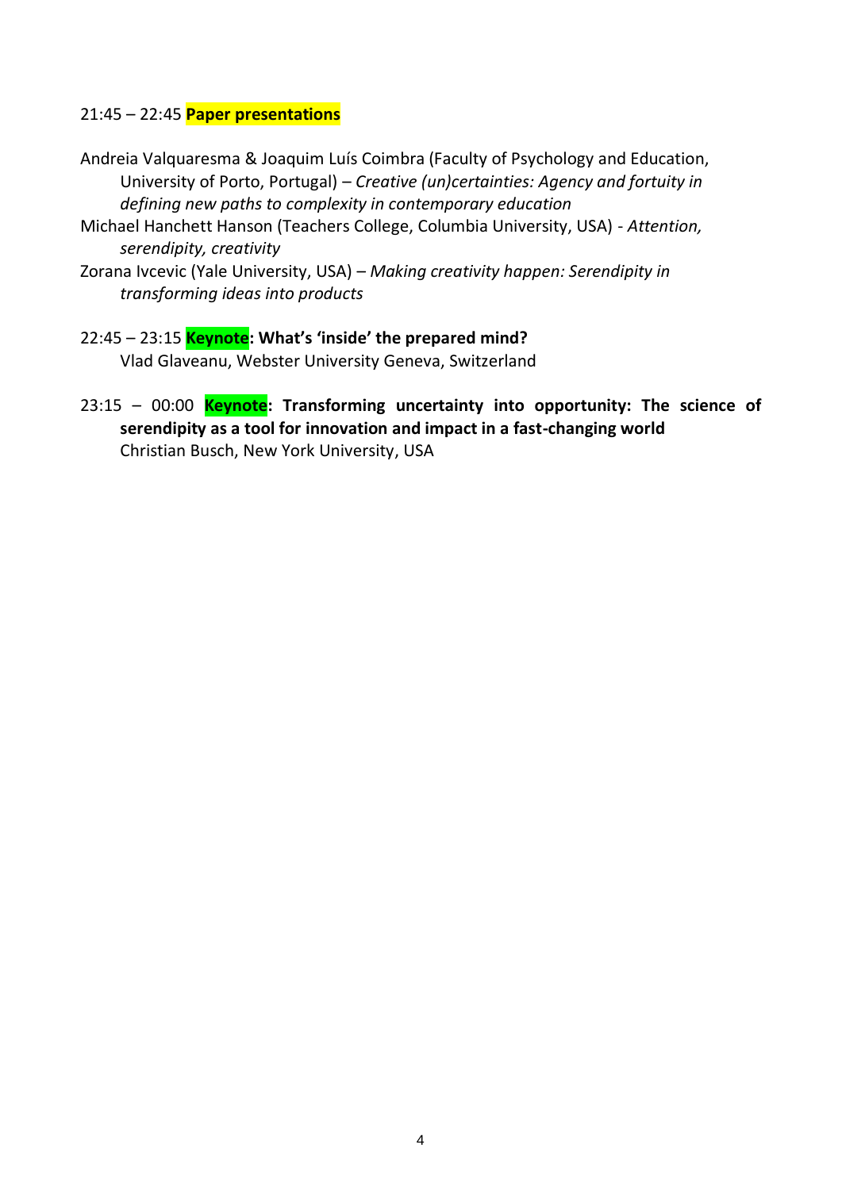21:45 – 22:45 **Paper presentations**

Andreia Valquaresma & Joaquim Luís Coimbra (Faculty of Psychology and Education, University of Porto, Portugal) – *Creative (un)certainties: Agency and fortuity in defining new paths to complexity in contemporary education*

Michael Hanchett Hanson (Teachers College, Columbia University, USA) - *Attention, serendipity, creativity*

Zorana Ivcevic (Yale University, USA) – *Making creativity happen: Serendipity in transforming ideas into products*

22:45 – 23:15 **Keynote: What's 'inside' the prepared mind?**
Vlad Glaveanu, Webster University Geneva, Switzerland

23:15 – 00:00 **Keynote: Transforming uncertainty into opportunity: The science of serendipity as a tool for innovation and impact in a fast-changing world**
Christian Busch, New York University, USA